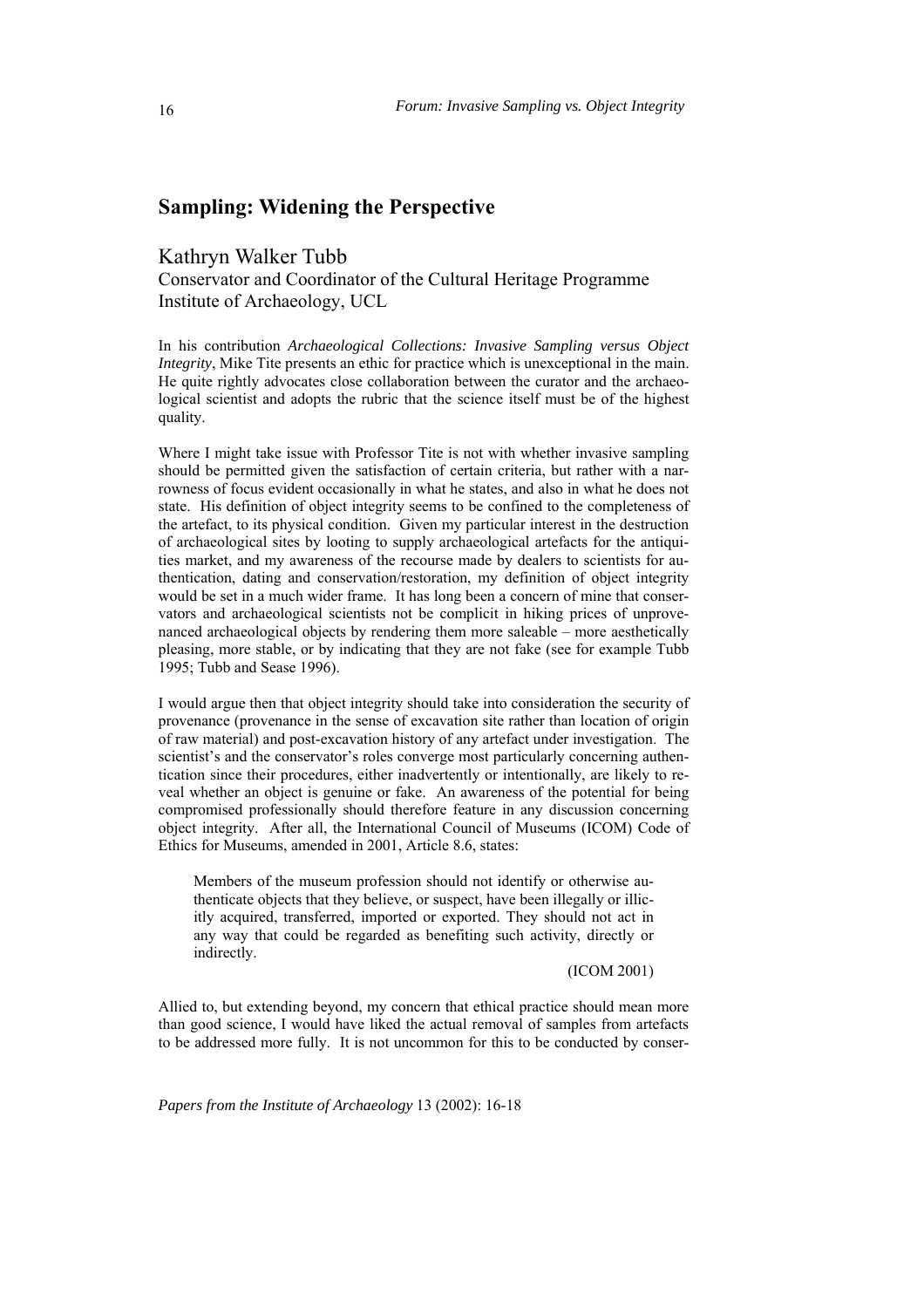# Sampling: Widening the Perspective

Kathryn Walker Tubb
Conservator and Coordinator of the Cultural Heritage Programme
Institute of Archaeology, UCL

In his contribution *Archaeological Collections: Invasive Sampling versus Object Integrity*, Mike Tite presents an ethic for practice which is unexceptional in the main. He quite rightly advocates close collaboration between the curator and the archaeological scientist and adopts the rubric that the science itself must be of the highest quality.

Where I might take issue with Professor Tite is not with whether invasive sampling should be permitted given the satisfaction of certain criteria, but rather with a narrowness of focus evident occasionally in what he states, and also in what he does not state. His definition of object integrity seems to be confined to the completeness of the artefact, to its physical condition. Given my particular interest in the destruction of archaeological sites by looting to supply archaeological artefacts for the antiquities market, and my awareness of the recourse made by dealers to scientists for authentication, dating and conservation/restoration, my definition of object integrity would be set in a much wider frame. It has long been a concern of mine that conservators and archaeological scientists not be complicit in hiking prices of unprovenanced archaeological objects by rendering them more saleable – more aesthetically pleasing, more stable, or by indicating that they are not fake (see for example Tubb 1995; Tubb and Sease 1996).

I would argue then that object integrity should take into consideration the security of provenance (provenance in the sense of excavation site rather than location of origin of raw material) and post-excavation history of any artefact under investigation. The scientist's and the conservator's roles converge most particularly concerning authentication since their procedures, either inadvertently or intentionally, are likely to reveal whether an object is genuine or fake. An awareness of the potential for being compromised professionally should therefore feature in any discussion concerning object integrity. After all, the International Council of Museums (ICOM) Code of Ethics for Museums, amended in 2001, Article 8.6, states:

> Members of the museum profession should not identify or otherwise authenticate objects that they believe, or suspect, have been illegally or illicitly acquired, transferred, imported or exported. They should not act in any way that could be regarded as benefiting such activity, directly or indirectly.
>
> (ICOM 2001)

Allied to, but extending beyond, my concern that ethical practice should mean more than good science, I would have liked the actual removal of samples from artefacts to be addressed more fully. It is not uncommon for this to be conducted by conser-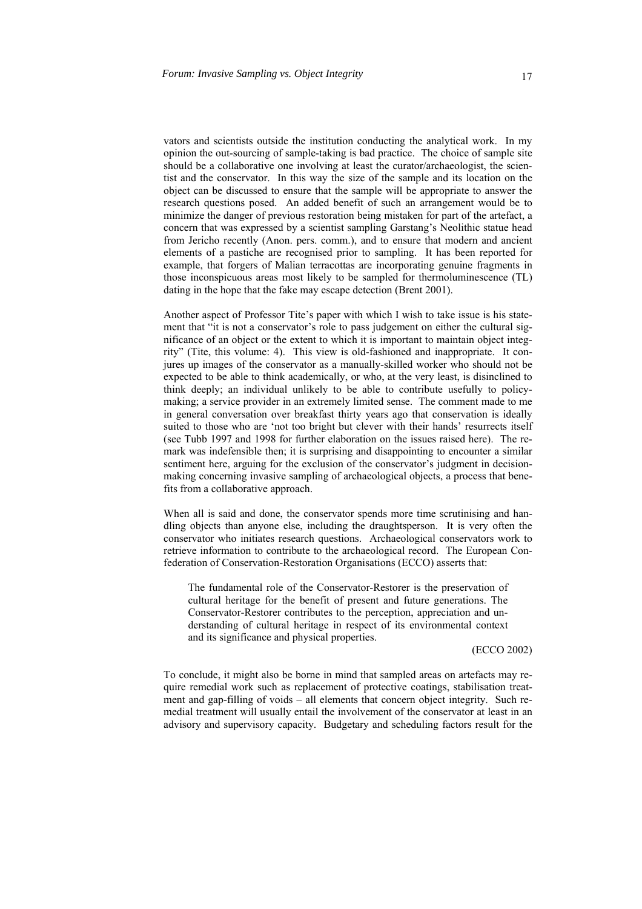vators and scientists outside the institution conducting the analytical work. In my opinion the out-sourcing of sample-taking is bad practice. The choice of sample site should be a collaborative one involving at least the curator/archaeologist, the scientist and the conservator. In this way the size of the sample and its location on the object can be discussed to ensure that the sample will be appropriate to answer the research questions posed. An added benefit of such an arrangement would be to minimize the danger of previous restoration being mistaken for part of the artefact, a concern that was expressed by a scientist sampling Garstang's Neolithic statue head from Jericho recently (Anon. pers. comm.), and to ensure that modern and ancient elements of a pastiche are recognised prior to sampling. It has been reported for example, that forgers of Malian terracottas are incorporating genuine fragments in those inconspicuous areas most likely to be sampled for thermoluminescence (TL) dating in the hope that the fake may escape detection (Brent 2001).

Another aspect of Professor Tite's paper with which I wish to take issue is his statement that "it is not a conservator's role to pass judgement on either the cultural significance of an object or the extent to which it is important to maintain object integrity" (Tite, this volume: 4). This view is old-fashioned and inappropriate. It conjures up images of the conservator as a manually-skilled worker who should not be expected to be able to think academically, or who, at the very least, is disinclined to think deeply; an individual unlikely to be able to contribute usefully to policy-making; a service provider in an extremely limited sense. The comment made to me in general conversation over breakfast thirty years ago that conservation is ideally suited to those who are 'not too bright but clever with their hands' resurrects itself (see Tubb 1997 and 1998 for further elaboration on the issues raised here). The remark was indefensible then; it is surprising and disappointing to encounter a similar sentiment here, arguing for the exclusion of the conservator's judgment in decision-making concerning invasive sampling of archaeological objects, a process that benefits from a collaborative approach.

When all is said and done, the conservator spends more time scrutinising and handling objects than anyone else, including the draughtsperson. It is very often the conservator who initiates research questions. Archaeological conservators work to retrieve information to contribute to the archaeological record. The European Confederation of Conservation-Restoration Organisations (ECCO) asserts that:

> The fundamental role of the Conservator-Restorer is the preservation of cultural heritage for the benefit of present and future generations. The Conservator-Restorer contributes to the perception, appreciation and understanding of cultural heritage in respect of its environmental context and its significance and physical properties.
>
> (ECCO 2002)

To conclude, it might also be borne in mind that sampled areas on artefacts may require remedial work such as replacement of protective coatings, stabilisation treatment and gap-filling of voids – all elements that concern object integrity. Such remedial treatment will usually entail the involvement of the conservator at least in an advisory and supervisory capacity. Budgetary and scheduling factors result for the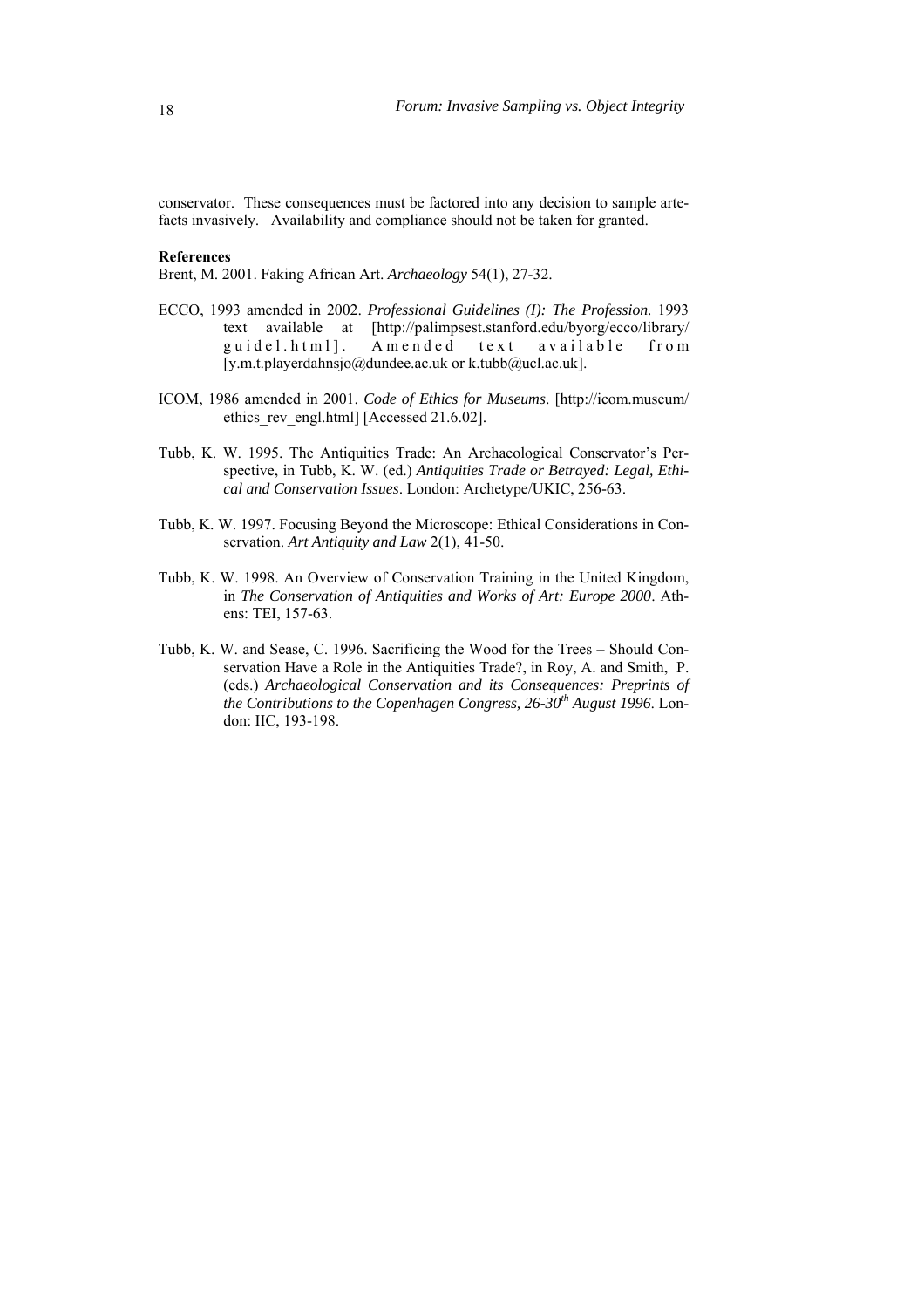conservator. These consequences must be factored into any decision to sample artefacts invasively. Availability and compliance should not be taken for granted.

**References**

Brent, M. 2001. Faking African Art. *Archaeology* 54(1), 27-32.

ECCO, 1993 amended in 2002. *Professional Guidelines (I): The Profession.* 1993 text available at [http://palimpsest.stanford.edu/byorg/ecco/library/guidel.html]. Amended text available from [y.m.t.playerdahnsjo@dundee.ac.uk or k.tubb@ucl.ac.uk].

ICOM, 1986 amended in 2001. *Code of Ethics for Museums*. [http://icom.museum/ethics_rev_engl.html] [Accessed 21.6.02].

Tubb, K. W. 1995. The Antiquities Trade: An Archaeological Conservator's Perspective, in Tubb, K. W. (ed.) *Antiquities Trade or Betrayed: Legal, Ethical and Conservation Issues*. London: Archetype/UKIC, 256-63.

Tubb, K. W. 1997. Focusing Beyond the Microscope: Ethical Considerations in Conservation. *Art Antiquity and Law* 2(1), 41-50.

Tubb, K. W. 1998. An Overview of Conservation Training in the United Kingdom, in *The Conservation of Antiquities and Works of Art: Europe 2000*. Athens: TEI, 157-63.

Tubb, K. W. and Sease, C. 1996. Sacrificing the Wood for the Trees – Should Conservation Have a Role in the Antiquities Trade?, in Roy, A. and Smith, P. (eds.) *Archaeological Conservation and its Consequences: Preprints of the Contributions to the Copenhagen Congress, 26-30th August 1996*. London: IIC, 193-198.